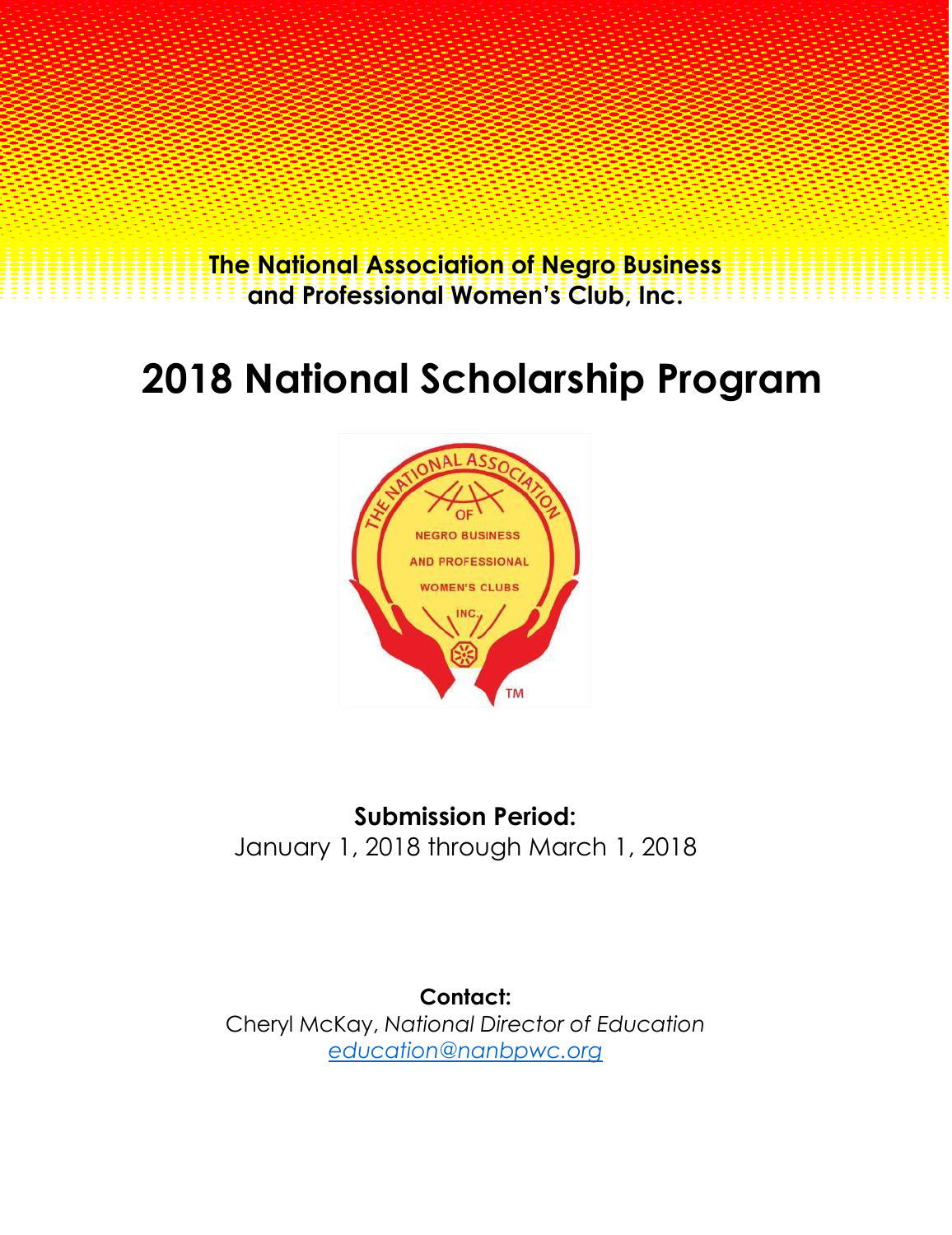**The National Association of Negro Business and Professional Women's Club, Inc.**

# 2018 National Scholarship Program

**Submission Period:**
January 1, 2018 through March 1, 2018

**Contact:**
Cheryl McKay, *National Director of Education*
education@nanbpwc.org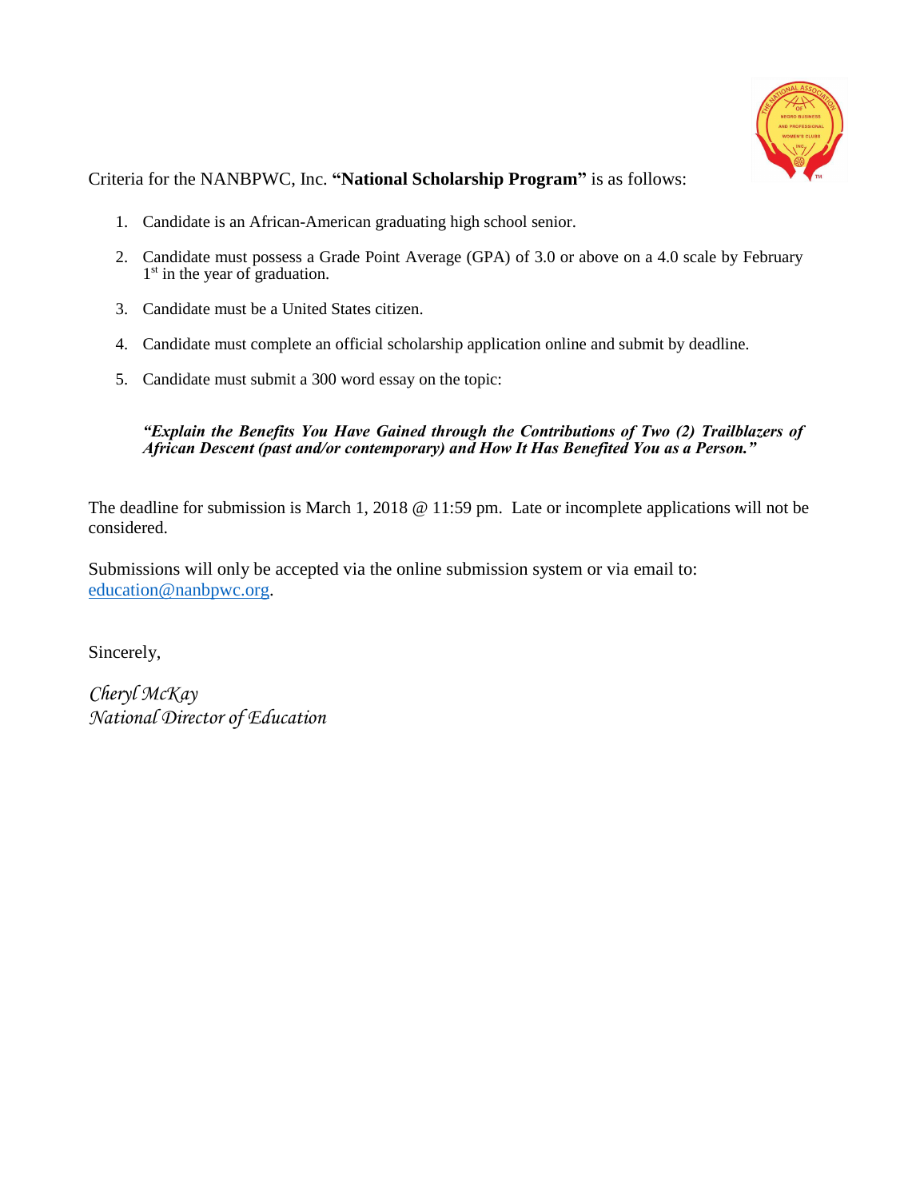Criteria for the NANBPWC, Inc. **"National Scholarship Program"** is as follows:

1. Candidate is an African-American graduating high school senior.
2. Candidate must possess a Grade Point Average (GPA) of 3.0 or above on a 4.0 scale by February 1st in the year of graduation.
3. Candidate must be a United States citizen.
4. Candidate must complete an official scholarship application online and submit by deadline.
5. Candidate must submit a 300 word essay on the topic:

   ***"Explain the Benefits You Have Gained through the Contributions of Two (2) Trailblazers of African Descent (past and/or contemporary) and How It Has Benefited You as a Person."***

The deadline for submission is March 1, 2018 @ 11:59 pm. Late or incomplete applications will not be considered.

Submissions will only be accepted via the online submission system or via email to: education@nanbpwc.org.

Sincerely,

*Cheryl McKay*
*National Director of Education*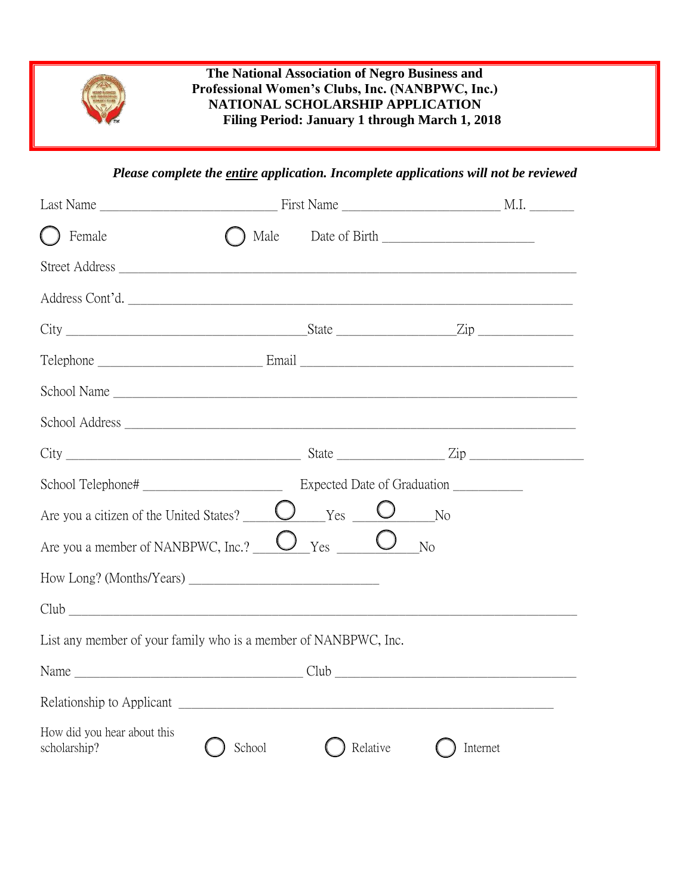**The National Association of Negro Business and Professional Women's Clubs, Inc. (NANBPWC, Inc.)**
**NATIONAL SCHOLARSHIP APPLICATION**
**Filing Period: January 1 through March 1, 2018**

***Please complete the entire application. Incomplete applications will not be reviewed***

Last Name ___________________________ First Name ________________________ M.I. _______

○ Female ○ Male Date of Birth _______________________

Street Address ______________________________________________________________________

Address Cont'd. _____________________________________________________________________

City __________________________________State __________________Zip _______________

Telephone _________________________ Email __________________________________________

School Name ________________________________________________________________________

School Address ______________________________________________________________________

City ___________________________________ State ________________ Zip _________________

School Telephone# _____________________ Expected Date of Graduation __________

Are you a citizen of the United States? ○ Yes ○ No

Are you a member of NANBPWC, Inc.? ○ Yes ○ No

How Long? (Months/Years) _____________________________

Club _______________________________________________________________________________

List any member of your family who is a member of NANBPWC, Inc.

Name ___________________________________ Club _____________________________________

Relationship to Applicant __________________________________________________________

How did you hear about this scholarship? ○ School ○ Relative ○ Internet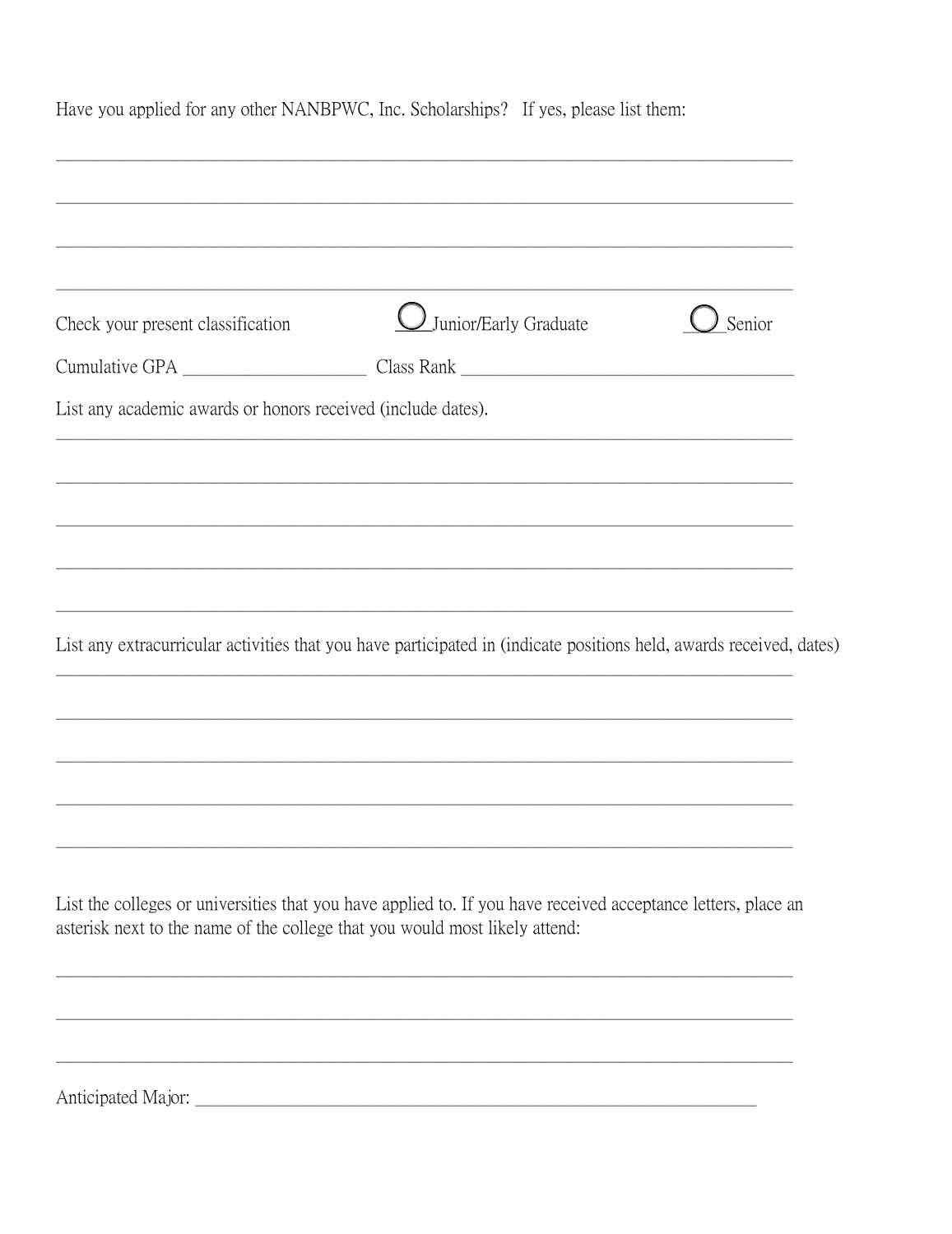Have you applied for any other NANBPWC, Inc. Scholarships? If yes, please list them:

______________________________________________________________________________

______________________________________________________________________________

______________________________________________________________________________

______________________________________________________________________________

Check your present classification ◯ Junior/Early Graduate ◯ Senior

Cumulative GPA ____________________ Class Rank ___________________________________

List any academic awards or honors received (include dates).

______________________________________________________________________________

______________________________________________________________________________

______________________________________________________________________________

______________________________________________________________________________

______________________________________________________________________________

List any extracurricular activities that you have participated in (indicate positions held, awards received, dates)

______________________________________________________________________________

______________________________________________________________________________

______________________________________________________________________________

______________________________________________________________________________

______________________________________________________________________________

List the colleges or universities that you have applied to. If you have received acceptance letters, place an asterisk next to the name of the college that you would most likely attend:

______________________________________________________________________________

______________________________________________________________________________

______________________________________________________________________________

Anticipated Major: ____________________________________________________________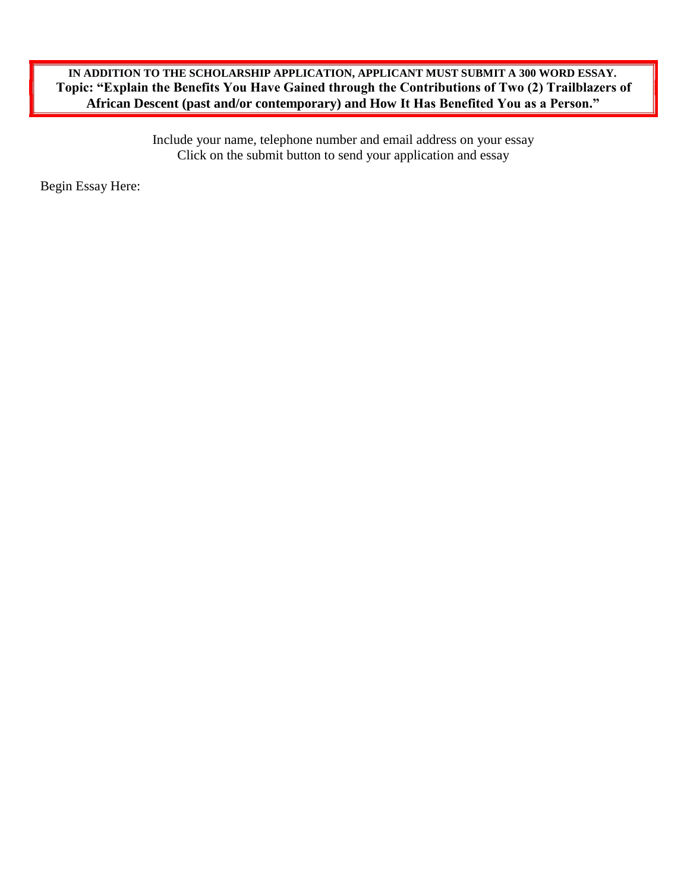**IN ADDITION TO THE SCHOLARSHIP APPLICATION, APPLICANT MUST SUBMIT A 300 WORD ESSAY.**
**Topic: "Explain the Benefits You Have Gained through the Contributions of Two (2) Trailblazers of African Descent (past and/or contemporary) and How It Has Benefited You as a Person."**

Include your name, telephone number and email address on your essay
Click on the submit button to send your application and essay

Begin Essay Here: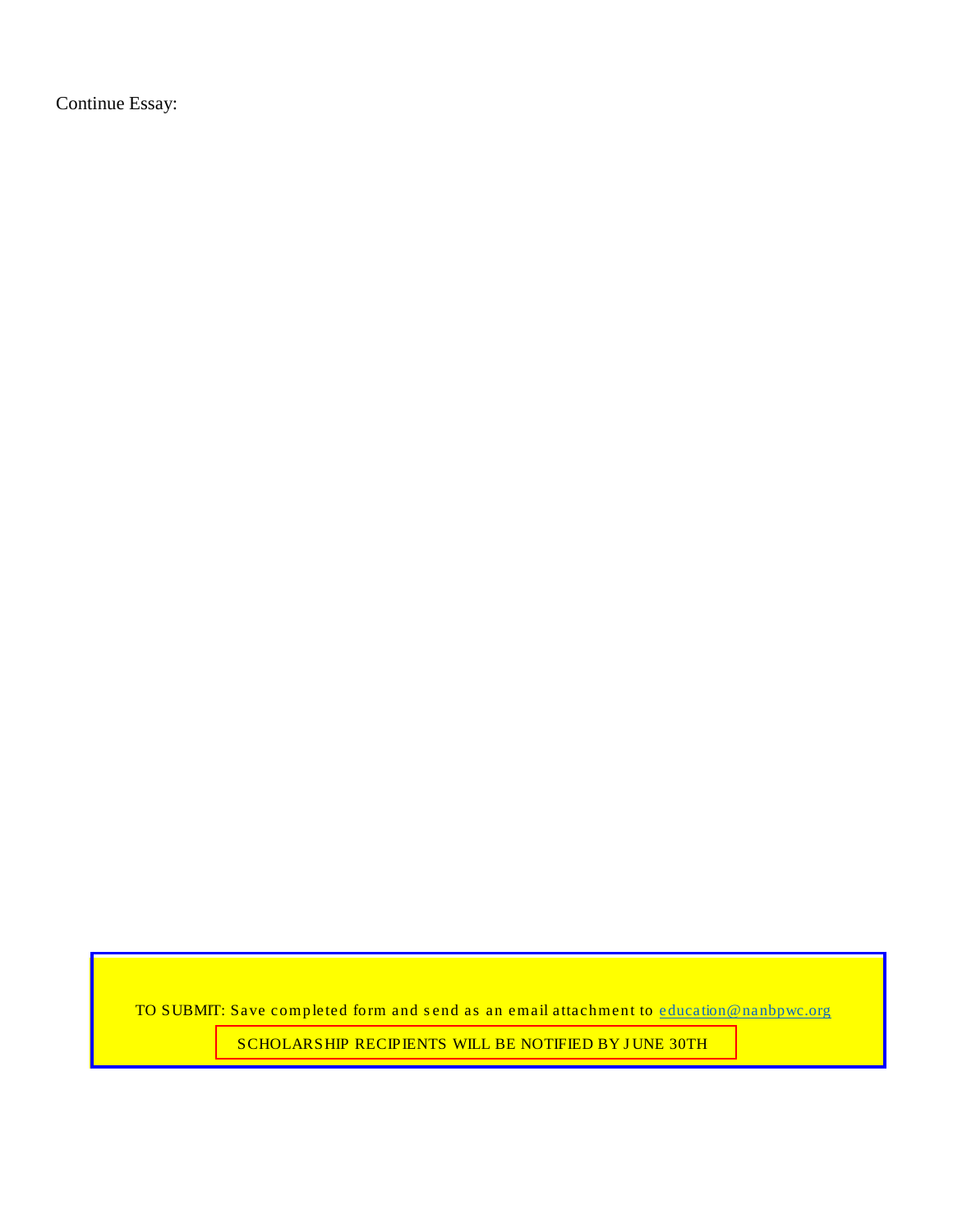Continue Essay:

TO SUBMIT: Save completed form and send as an email attachment to education@nanbpwc.org

SCHOLARSHIP RECIPIENTS WILL BE NOTIFIED BY JUNE 30TH